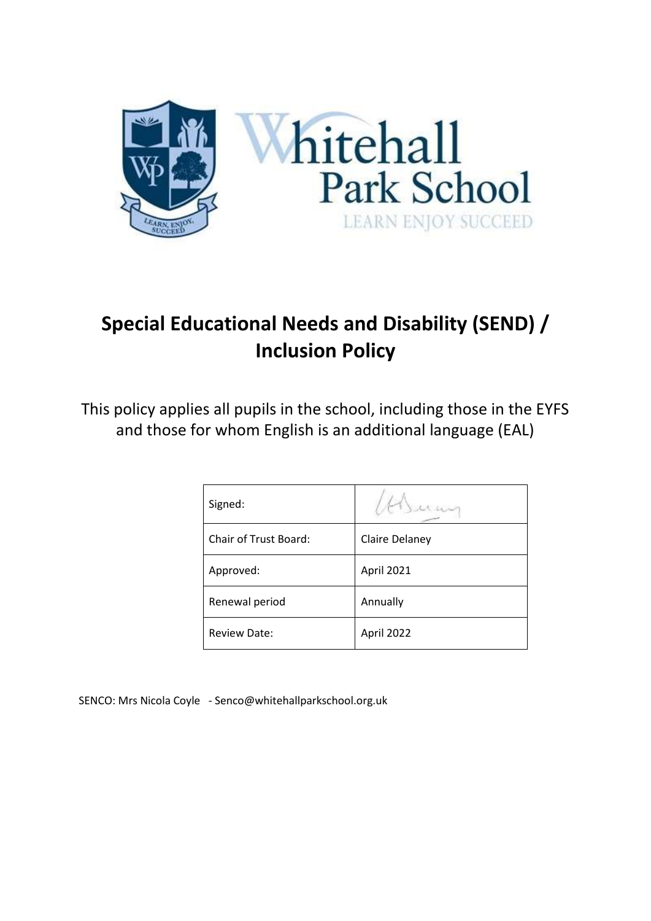# Special Educational Needs and Disability (SEND) / Inclusion Policy

This policy applies all pupils in the school, including those in the EYFS and those for whom English is an additional language (EAL)

| Signed: | |
|---|---|
| Chair of Trust Board: | Claire Delaney |
| Approved: | April 2021 |
| Renewal period | Annually |
| Review Date: | April 2022 |

SENCO: Mrs Nicola Coyle - Senco@whitehallparkschool.org.uk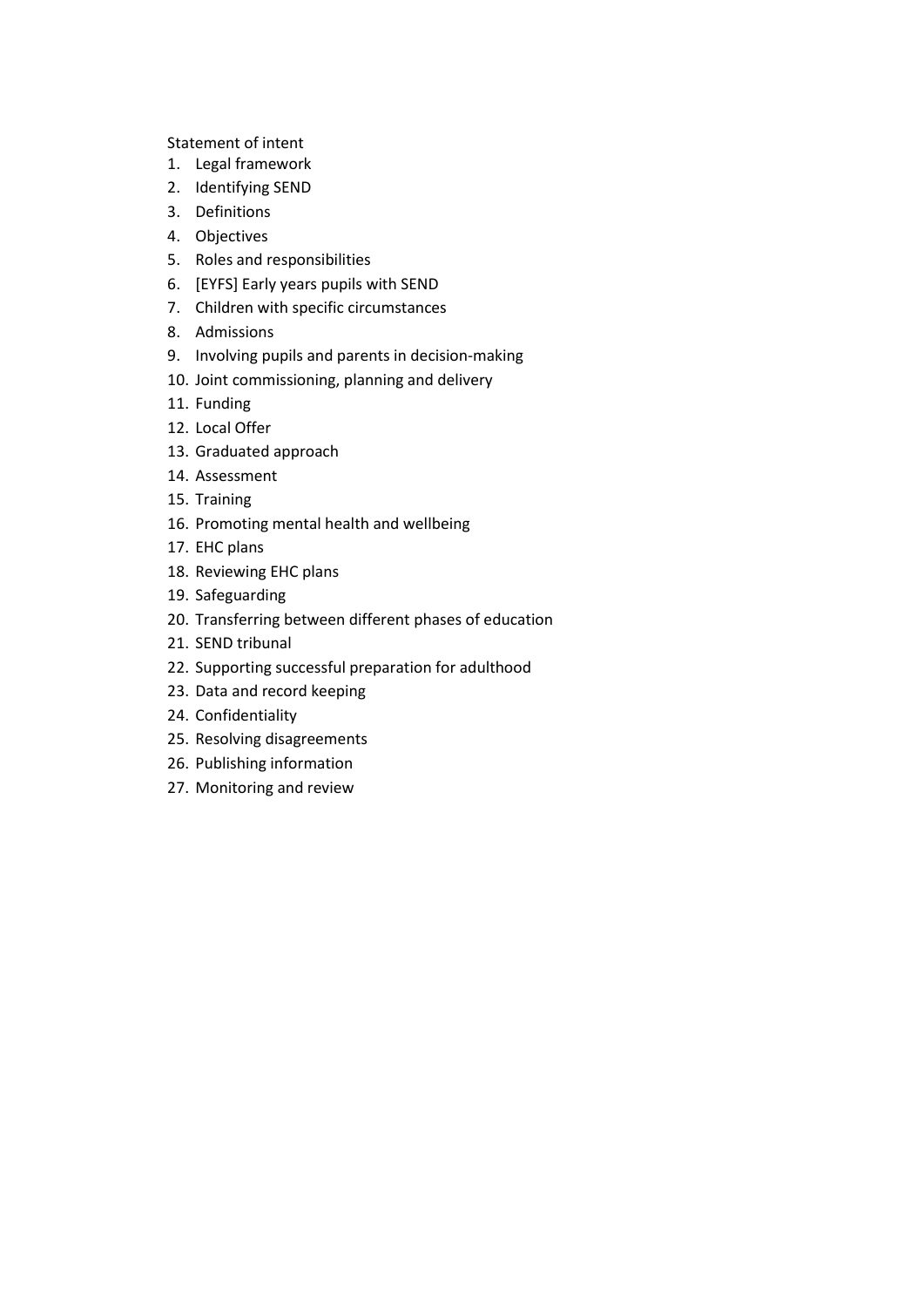Statement of intent

1. Legal framework
2. Identifying SEND
3. Definitions
4. Objectives
5. Roles and responsibilities
6. [EYFS] Early years pupils with SEND
7. Children with specific circumstances
8. Admissions
9. Involving pupils and parents in decision-making
10. Joint commissioning, planning and delivery
11. Funding
12. Local Offer
13. Graduated approach
14. Assessment
15. Training
16. Promoting mental health and wellbeing
17. EHC plans
18. Reviewing EHC plans
19. Safeguarding
20. Transferring between different phases of education
21. SEND tribunal
22. Supporting successful preparation for adulthood
23. Data and record keeping
24. Confidentiality
25. Resolving disagreements
26. Publishing information
27. Monitoring and review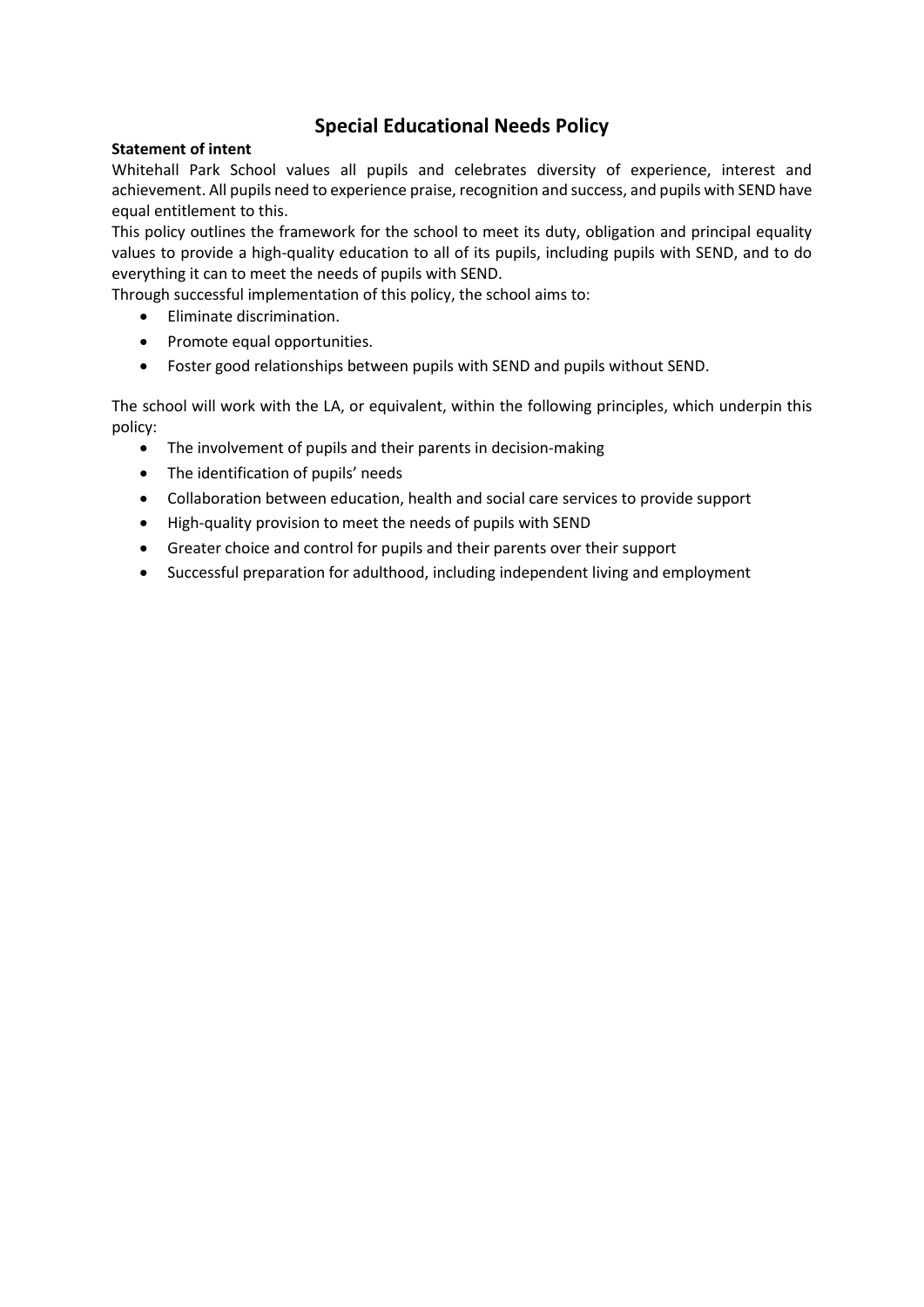# Special Educational Needs Policy

**Statement of intent**

Whitehall Park School values all pupils and celebrates diversity of experience, interest and achievement. All pupils need to experience praise, recognition and success, and pupils with SEND have equal entitlement to this.

This policy outlines the framework for the school to meet its duty, obligation and principal equality values to provide a high-quality education to all of its pupils, including pupils with SEND, and to do everything it can to meet the needs of pupils with SEND.

Through successful implementation of this policy, the school aims to:

- Eliminate discrimination.
- Promote equal opportunities.
- Foster good relationships between pupils with SEND and pupils without SEND.

The school will work with the LA, or equivalent, within the following principles, which underpin this policy:

- The involvement of pupils and their parents in decision-making
- The identification of pupils' needs
- Collaboration between education, health and social care services to provide support
- High-quality provision to meet the needs of pupils with SEND
- Greater choice and control for pupils and their parents over their support
- Successful preparation for adulthood, including independent living and employment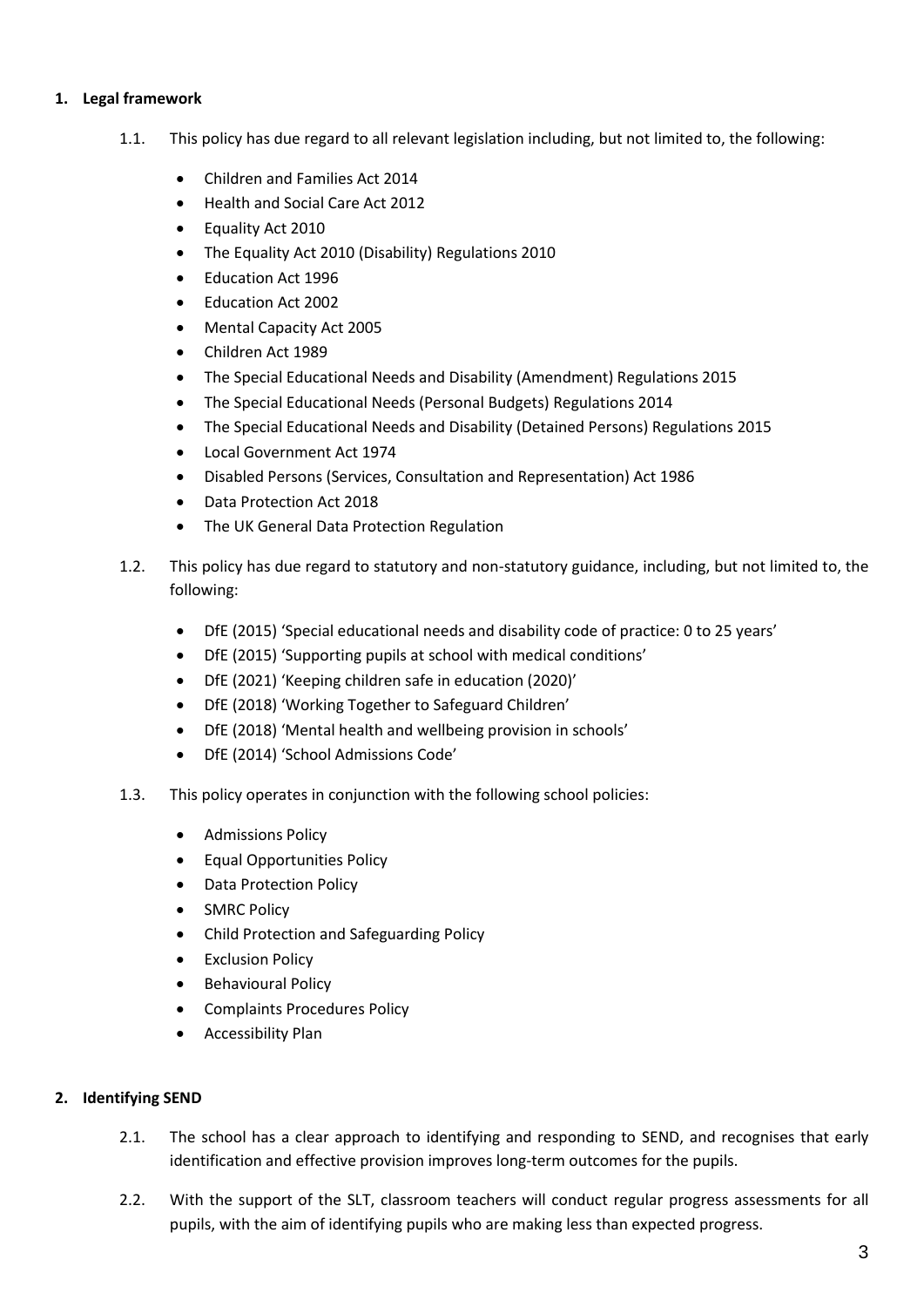## 1. Legal framework

1.1. This policy has due regard to all relevant legislation including, but not limited to, the following:

- Children and Families Act 2014
- Health and Social Care Act 2012
- Equality Act 2010
- The Equality Act 2010 (Disability) Regulations 2010
- Education Act 1996
- Education Act 2002
- Mental Capacity Act 2005
- Children Act 1989
- The Special Educational Needs and Disability (Amendment) Regulations 2015
- The Special Educational Needs (Personal Budgets) Regulations 2014
- The Special Educational Needs and Disability (Detained Persons) Regulations 2015
- Local Government Act 1974
- Disabled Persons (Services, Consultation and Representation) Act 1986
- Data Protection Act 2018
- The UK General Data Protection Regulation

1.2. This policy has due regard to statutory and non-statutory guidance, including, but not limited to, the following:

- DfE (2015) 'Special educational needs and disability code of practice: 0 to 25 years'
- DfE (2015) 'Supporting pupils at school with medical conditions'
- DfE (2021) 'Keeping children safe in education (2020)'
- DfE (2018) 'Working Together to Safeguard Children'
- DfE (2018) 'Mental health and wellbeing provision in schools'
- DfE (2014) 'School Admissions Code'

1.3. This policy operates in conjunction with the following school policies:

- Admissions Policy
- Equal Opportunities Policy
- Data Protection Policy
- SMRC Policy
- Child Protection and Safeguarding Policy
- Exclusion Policy
- Behavioural Policy
- Complaints Procedures Policy
- Accessibility Plan

## 2. Identifying SEND

2.1. The school has a clear approach to identifying and responding to SEND, and recognises that early identification and effective provision improves long-term outcomes for the pupils.

2.2. With the support of the SLT, classroom teachers will conduct regular progress assessments for all pupils, with the aim of identifying pupils who are making less than expected progress.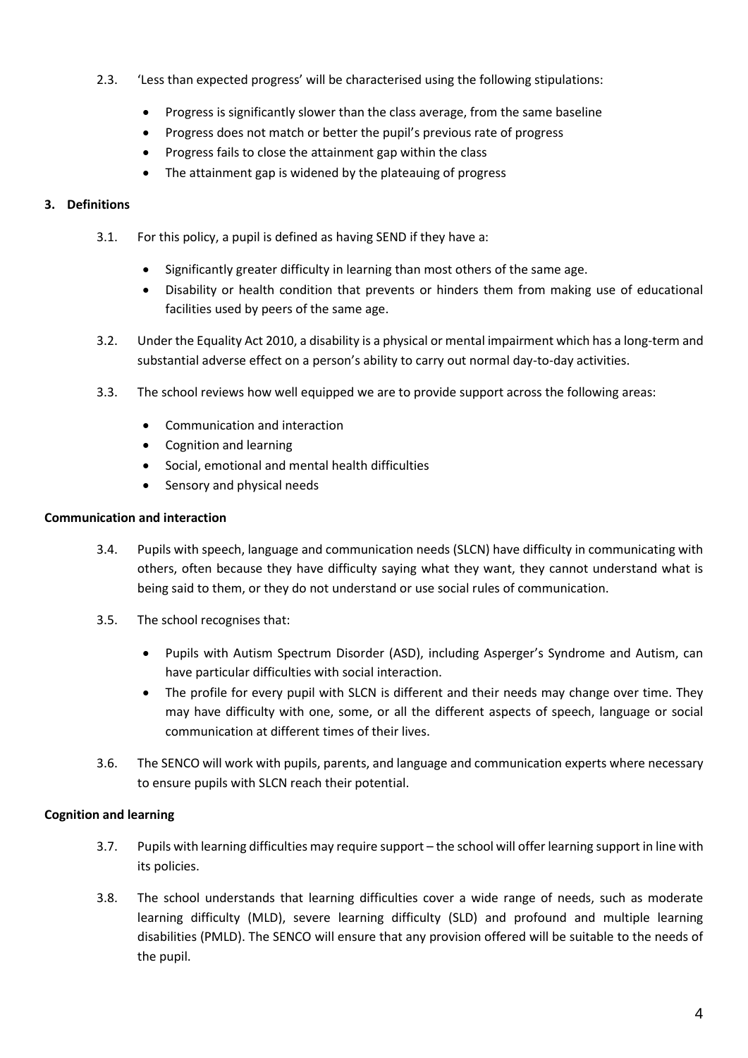2.3. 'Less than expected progress' will be characterised using the following stipulations:

- Progress is significantly slower than the class average, from the same baseline
- Progress does not match or better the pupil's previous rate of progress
- Progress fails to close the attainment gap within the class
- The attainment gap is widened by the plateauing of progress

## 3. Definitions

3.1. For this policy, a pupil is defined as having SEND if they have a:

- Significantly greater difficulty in learning than most others of the same age.
- Disability or health condition that prevents or hinders them from making use of educational facilities used by peers of the same age.

3.2. Under the Equality Act 2010, a disability is a physical or mental impairment which has a long-term and substantial adverse effect on a person's ability to carry out normal day-to-day activities.

3.3. The school reviews how well equipped we are to provide support across the following areas:

- Communication and interaction
- Cognition and learning
- Social, emotional and mental health difficulties
- Sensory and physical needs

**Communication and interaction**

3.4. Pupils with speech, language and communication needs (SLCN) have difficulty in communicating with others, often because they have difficulty saying what they want, they cannot understand what is being said to them, or they do not understand or use social rules of communication.

3.5. The school recognises that:

- Pupils with Autism Spectrum Disorder (ASD), including Asperger's Syndrome and Autism, can have particular difficulties with social interaction.
- The profile for every pupil with SLCN is different and their needs may change over time. They may have difficulty with one, some, or all the different aspects of speech, language or social communication at different times of their lives.

3.6. The SENCO will work with pupils, parents, and language and communication experts where necessary to ensure pupils with SLCN reach their potential.

**Cognition and learning**

3.7. Pupils with learning difficulties may require support – the school will offer learning support in line with its policies.

3.8. The school understands that learning difficulties cover a wide range of needs, such as moderate learning difficulty (MLD), severe learning difficulty (SLD) and profound and multiple learning disabilities (PMLD). The SENCO will ensure that any provision offered will be suitable to the needs of the pupil.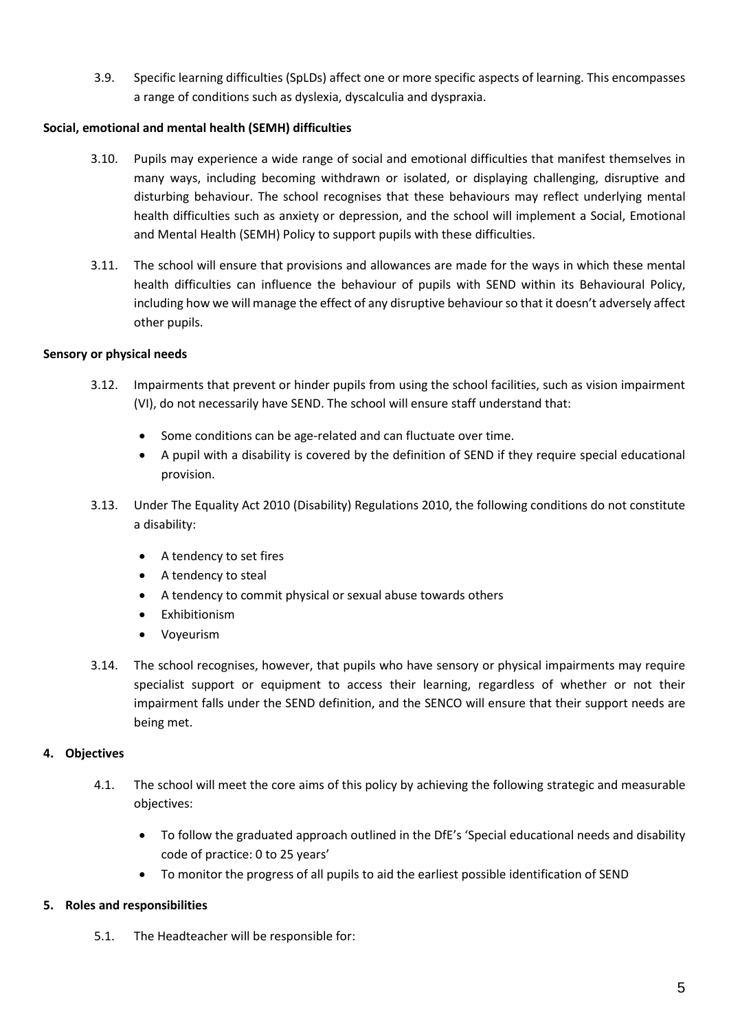3.9. Specific learning difficulties (SpLDs) affect one or more specific aspects of learning. This encompasses a range of conditions such as dyslexia, dyscalculia and dyspraxia.

**Social, emotional and mental health (SEMH) difficulties**

3.10. Pupils may experience a wide range of social and emotional difficulties that manifest themselves in many ways, including becoming withdrawn or isolated, or displaying challenging, disruptive and disturbing behaviour. The school recognises that these behaviours may reflect underlying mental health difficulties such as anxiety or depression, and the school will implement a Social, Emotional and Mental Health (SEMH) Policy to support pupils with these difficulties.

3.11. The school will ensure that provisions and allowances are made for the ways in which these mental health difficulties can influence the behaviour of pupils with SEND within its Behavioural Policy, including how we will manage the effect of any disruptive behaviour so that it doesn't adversely affect other pupils.

**Sensory or physical needs**

3.12. Impairments that prevent or hinder pupils from using the school facilities, such as vision impairment (VI), do not necessarily have SEND. The school will ensure staff understand that:

- Some conditions can be age-related and can fluctuate over time.
- A pupil with a disability is covered by the definition of SEND if they require special educational provision.

3.13. Under The Equality Act 2010 (Disability) Regulations 2010, the following conditions do not constitute a disability:

- A tendency to set fires
- A tendency to steal
- A tendency to commit physical or sexual abuse towards others
- Exhibitionism
- Voyeurism

3.14. The school recognises, however, that pupils who have sensory or physical impairments may require specialist support or equipment to access their learning, regardless of whether or not their impairment falls under the SEND definition, and the SENCO will ensure that their support needs are being met.

## 4. Objectives

4.1. The school will meet the core aims of this policy by achieving the following strategic and measurable objectives:

- To follow the graduated approach outlined in the DfE's 'Special educational needs and disability code of practice: 0 to 25 years'
- To monitor the progress of all pupils to aid the earliest possible identification of SEND

## 5. Roles and responsibilities

5.1. The Headteacher will be responsible for: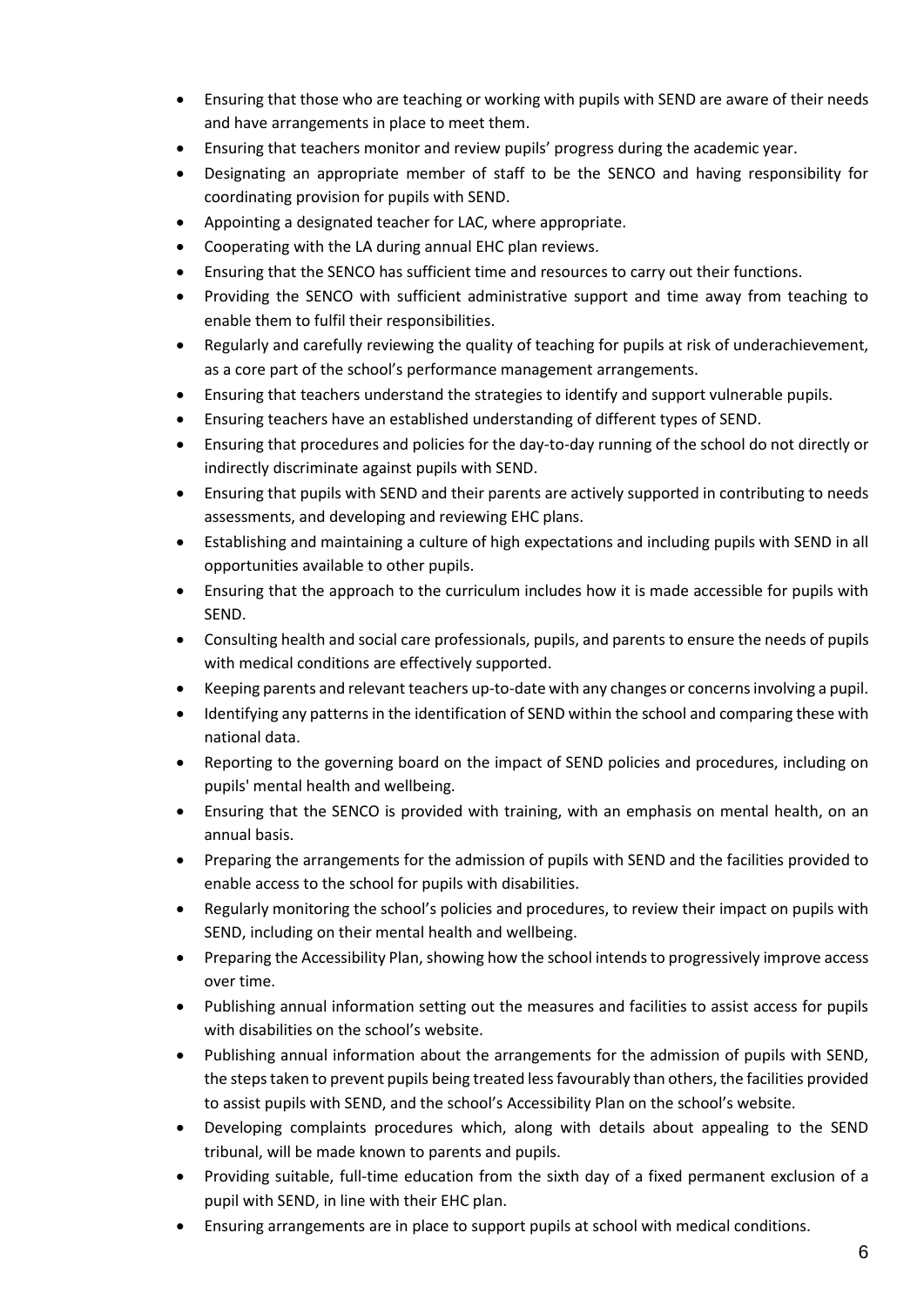- Ensuring that those who are teaching or working with pupils with SEND are aware of their needs and have arrangements in place to meet them.
- Ensuring that teachers monitor and review pupils' progress during the academic year.
- Designating an appropriate member of staff to be the SENCO and having responsibility for coordinating provision for pupils with SEND.
- Appointing a designated teacher for LAC, where appropriate.
- Cooperating with the LA during annual EHC plan reviews.
- Ensuring that the SENCO has sufficient time and resources to carry out their functions.
- Providing the SENCO with sufficient administrative support and time away from teaching to enable them to fulfil their responsibilities.
- Regularly and carefully reviewing the quality of teaching for pupils at risk of underachievement, as a core part of the school's performance management arrangements.
- Ensuring that teachers understand the strategies to identify and support vulnerable pupils.
- Ensuring teachers have an established understanding of different types of SEND.
- Ensuring that procedures and policies for the day-to-day running of the school do not directly or indirectly discriminate against pupils with SEND.
- Ensuring that pupils with SEND and their parents are actively supported in contributing to needs assessments, and developing and reviewing EHC plans.
- Establishing and maintaining a culture of high expectations and including pupils with SEND in all opportunities available to other pupils.
- Ensuring that the approach to the curriculum includes how it is made accessible for pupils with SEND.
- Consulting health and social care professionals, pupils, and parents to ensure the needs of pupils with medical conditions are effectively supported.
- Keeping parents and relevant teachers up-to-date with any changes or concerns involving a pupil.
- Identifying any patterns in the identification of SEND within the school and comparing these with national data.
- Reporting to the governing board on the impact of SEND policies and procedures, including on pupils' mental health and wellbeing.
- Ensuring that the SENCO is provided with training, with an emphasis on mental health, on an annual basis.
- Preparing the arrangements for the admission of pupils with SEND and the facilities provided to enable access to the school for pupils with disabilities.
- Regularly monitoring the school's policies and procedures, to review their impact on pupils with SEND, including on their mental health and wellbeing.
- Preparing the Accessibility Plan, showing how the school intends to progressively improve access over time.
- Publishing annual information setting out the measures and facilities to assist access for pupils with disabilities on the school's website.
- Publishing annual information about the arrangements for the admission of pupils with SEND, the steps taken to prevent pupils being treated less favourably than others, the facilities provided to assist pupils with SEND, and the school's Accessibility Plan on the school's website.
- Developing complaints procedures which, along with details about appealing to the SEND tribunal, will be made known to parents and pupils.
- Providing suitable, full-time education from the sixth day of a fixed permanent exclusion of a pupil with SEND, in line with their EHC plan.
- Ensuring arrangements are in place to support pupils at school with medical conditions.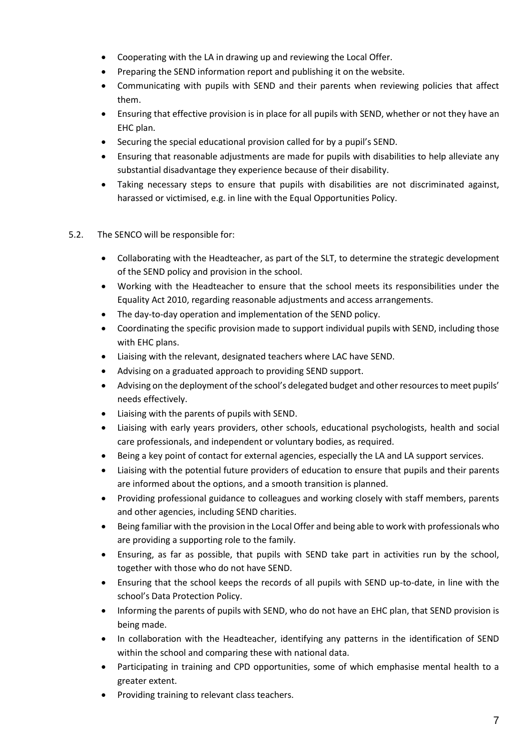- Cooperating with the LA in drawing up and reviewing the Local Offer.
- Preparing the SEND information report and publishing it on the website.
- Communicating with pupils with SEND and their parents when reviewing policies that affect them.
- Ensuring that effective provision is in place for all pupils with SEND, whether or not they have an EHC plan.
- Securing the special educational provision called for by a pupil's SEND.
- Ensuring that reasonable adjustments are made for pupils with disabilities to help alleviate any substantial disadvantage they experience because of their disability.
- Taking necessary steps to ensure that pupils with disabilities are not discriminated against, harassed or victimised, e.g. in line with the Equal Opportunities Policy.

5.2. The SENCO will be responsible for:

- Collaborating with the Headteacher, as part of the SLT, to determine the strategic development of the SEND policy and provision in the school.
- Working with the Headteacher to ensure that the school meets its responsibilities under the Equality Act 2010, regarding reasonable adjustments and access arrangements.
- The day-to-day operation and implementation of the SEND policy.
- Coordinating the specific provision made to support individual pupils with SEND, including those with EHC plans.
- Liaising with the relevant, designated teachers where LAC have SEND.
- Advising on a graduated approach to providing SEND support.
- Advising on the deployment of the school's delegated budget and other resources to meet pupils' needs effectively.
- Liaising with the parents of pupils with SEND.
- Liaising with early years providers, other schools, educational psychologists, health and social care professionals, and independent or voluntary bodies, as required.
- Being a key point of contact for external agencies, especially the LA and LA support services.
- Liaising with the potential future providers of education to ensure that pupils and their parents are informed about the options, and a smooth transition is planned.
- Providing professional guidance to colleagues and working closely with staff members, parents and other agencies, including SEND charities.
- Being familiar with the provision in the Local Offer and being able to work with professionals who are providing a supporting role to the family.
- Ensuring, as far as possible, that pupils with SEND take part in activities run by the school, together with those who do not have SEND.
- Ensuring that the school keeps the records of all pupils with SEND up-to-date, in line with the school's Data Protection Policy.
- Informing the parents of pupils with SEND, who do not have an EHC plan, that SEND provision is being made.
- In collaboration with the Headteacher, identifying any patterns in the identification of SEND within the school and comparing these with national data.
- Participating in training and CPD opportunities, some of which emphasise mental health to a greater extent.
- Providing training to relevant class teachers.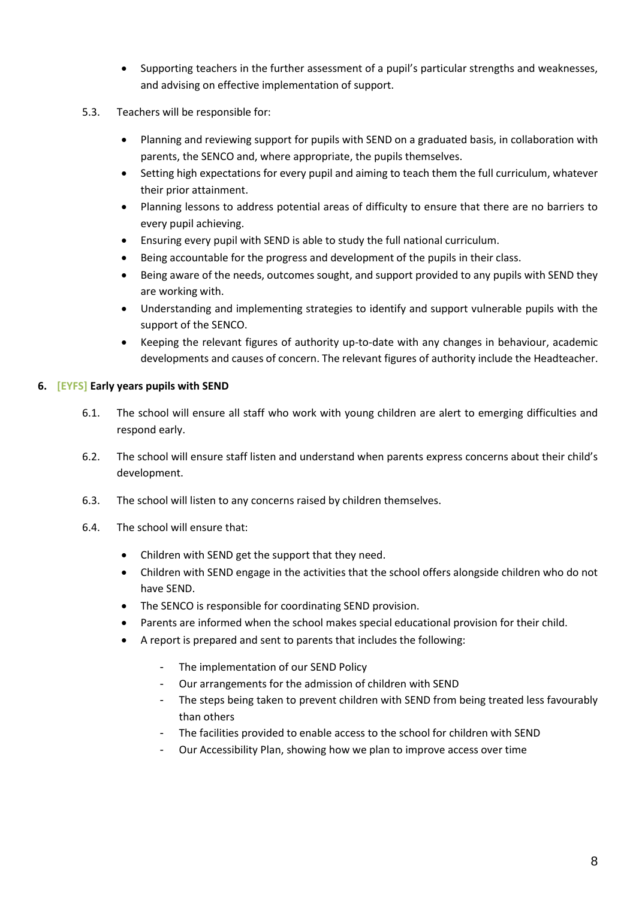- Supporting teachers in the further assessment of a pupil's particular strengths and weaknesses, and advising on effective implementation of support.

5.3. Teachers will be responsible for:

- Planning and reviewing support for pupils with SEND on a graduated basis, in collaboration with parents, the SENCO and, where appropriate, the pupils themselves.
- Setting high expectations for every pupil and aiming to teach them the full curriculum, whatever their prior attainment.
- Planning lessons to address potential areas of difficulty to ensure that there are no barriers to every pupil achieving.
- Ensuring every pupil with SEND is able to study the full national curriculum.
- Being accountable for the progress and development of the pupils in their class.
- Being aware of the needs, outcomes sought, and support provided to any pupils with SEND they are working with.
- Understanding and implementing strategies to identify and support vulnerable pupils with the support of the SENCO.
- Keeping the relevant figures of authority up-to-date with any changes in behaviour, academic developments and causes of concern. The relevant figures of authority include the Headteacher.

## 6. [EYFS] Early years pupils with SEND

6.1. The school will ensure all staff who work with young children are alert to emerging difficulties and respond early.

6.2. The school will ensure staff listen and understand when parents express concerns about their child's development.

6.3. The school will listen to any concerns raised by children themselves.

6.4. The school will ensure that:

- Children with SEND get the support that they need.
- Children with SEND engage in the activities that the school offers alongside children who do not have SEND.
- The SENCO is responsible for coordinating SEND provision.
- Parents are informed when the school makes special educational provision for their child.
- A report is prepared and sent to parents that includes the following:
  - The implementation of our SEND Policy
  - Our arrangements for the admission of children with SEND
  - The steps being taken to prevent children with SEND from being treated less favourably than others
  - The facilities provided to enable access to the school for children with SEND
  - Our Accessibility Plan, showing how we plan to improve access over time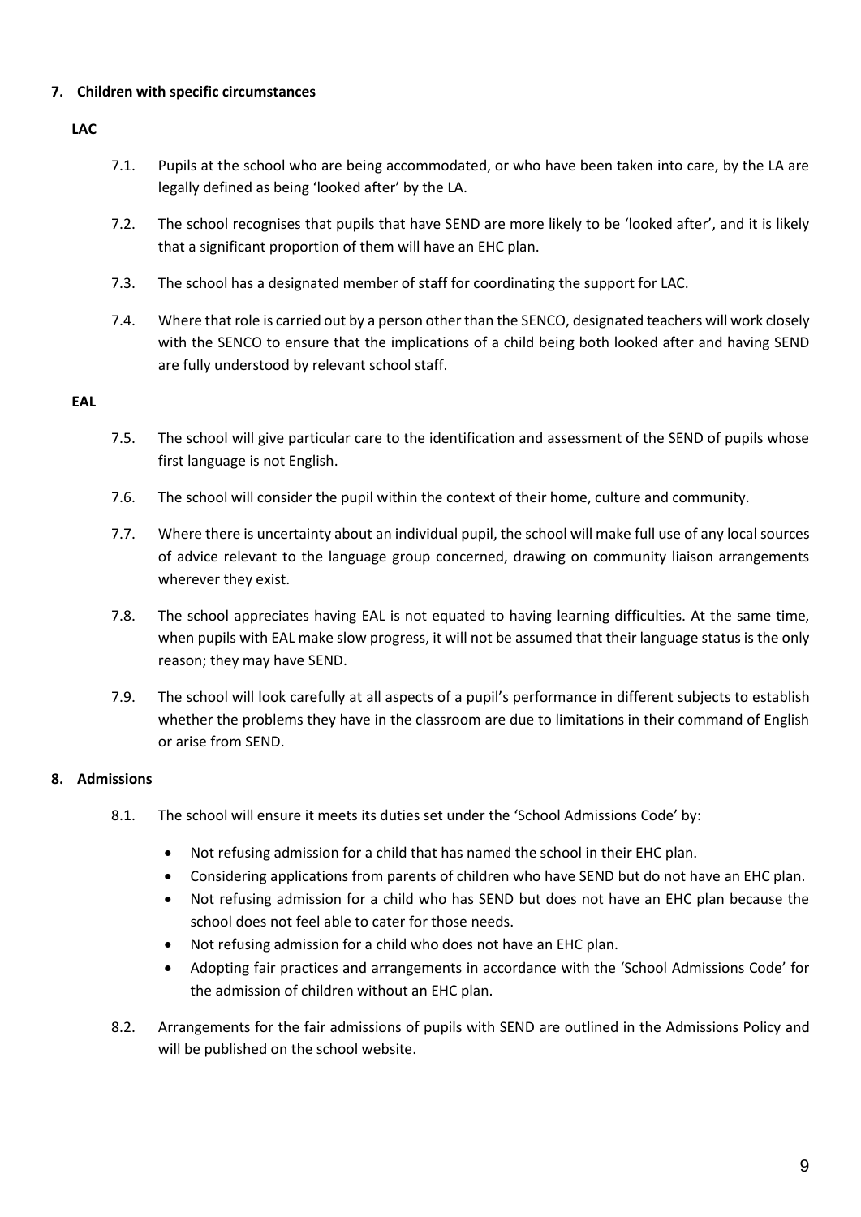## 7. Children with specific circumstances

**LAC**

7.1. Pupils at the school who are being accommodated, or who have been taken into care, by the LA are legally defined as being 'looked after' by the LA.

7.2. The school recognises that pupils that have SEND are more likely to be 'looked after', and it is likely that a significant proportion of them will have an EHC plan.

7.3. The school has a designated member of staff for coordinating the support for LAC.

7.4. Where that role is carried out by a person other than the SENCO, designated teachers will work closely with the SENCO to ensure that the implications of a child being both looked after and having SEND are fully understood by relevant school staff.

**EAL**

7.5. The school will give particular care to the identification and assessment of the SEND of pupils whose first language is not English.

7.6. The school will consider the pupil within the context of their home, culture and community.

7.7. Where there is uncertainty about an individual pupil, the school will make full use of any local sources of advice relevant to the language group concerned, drawing on community liaison arrangements wherever they exist.

7.8. The school appreciates having EAL is not equated to having learning difficulties. At the same time, when pupils with EAL make slow progress, it will not be assumed that their language status is the only reason; they may have SEND.

7.9. The school will look carefully at all aspects of a pupil's performance in different subjects to establish whether the problems they have in the classroom are due to limitations in their command of English or arise from SEND.

## 8. Admissions

8.1. The school will ensure it meets its duties set under the 'School Admissions Code' by:

- Not refusing admission for a child that has named the school in their EHC plan.
- Considering applications from parents of children who have SEND but do not have an EHC plan.
- Not refusing admission for a child who has SEND but does not have an EHC plan because the school does not feel able to cater for those needs.
- Not refusing admission for a child who does not have an EHC plan.
- Adopting fair practices and arrangements in accordance with the 'School Admissions Code' for the admission of children without an EHC plan.

8.2. Arrangements for the fair admissions of pupils with SEND are outlined in the Admissions Policy and will be published on the school website.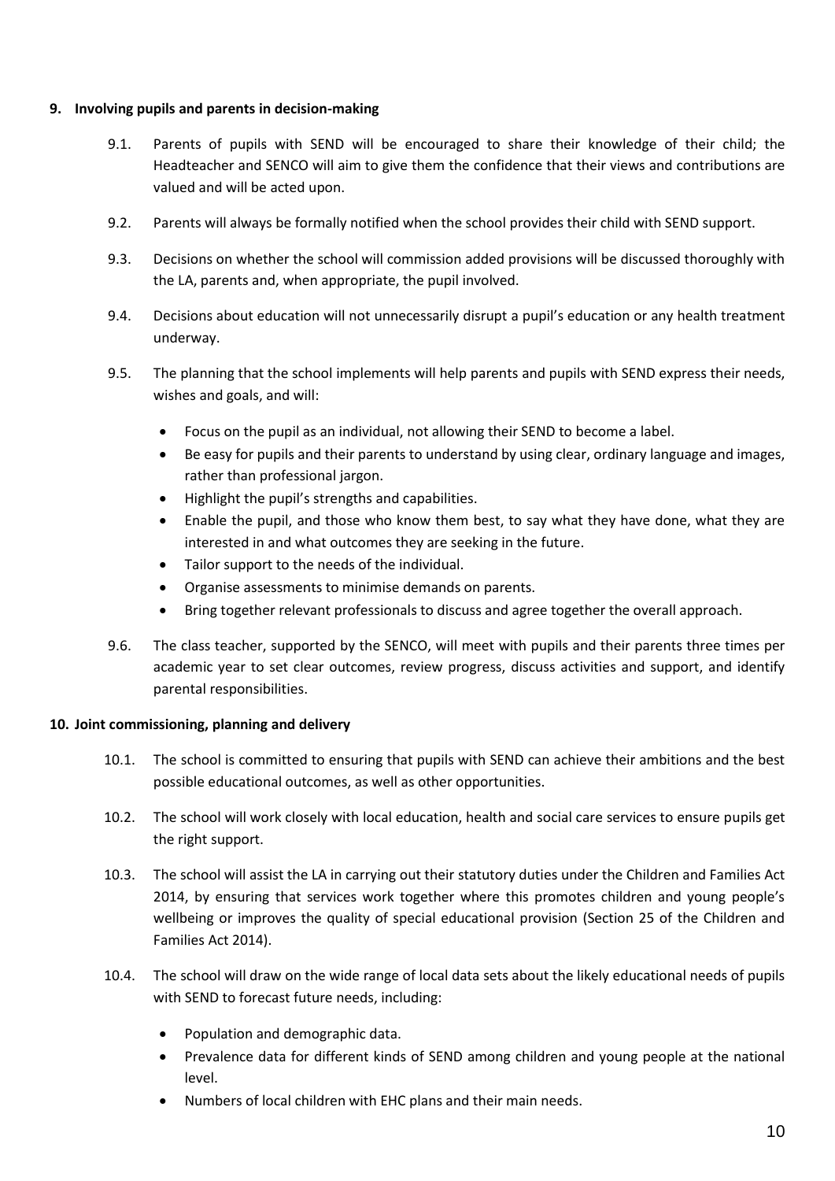## 9. Involving pupils and parents in decision-making

9.1. Parents of pupils with SEND will be encouraged to share their knowledge of their child; the Headteacher and SENCO will aim to give them the confidence that their views and contributions are valued and will be acted upon.

9.2. Parents will always be formally notified when the school provides their child with SEND support.

9.3. Decisions on whether the school will commission added provisions will be discussed thoroughly with the LA, parents and, when appropriate, the pupil involved.

9.4. Decisions about education will not unnecessarily disrupt a pupil's education or any health treatment underway.

9.5. The planning that the school implements will help parents and pupils with SEND express their needs, wishes and goals, and will:

- Focus on the pupil as an individual, not allowing their SEND to become a label.
- Be easy for pupils and their parents to understand by using clear, ordinary language and images, rather than professional jargon.
- Highlight the pupil's strengths and capabilities.
- Enable the pupil, and those who know them best, to say what they have done, what they are interested in and what outcomes they are seeking in the future.
- Tailor support to the needs of the individual.
- Organise assessments to minimise demands on parents.
- Bring together relevant professionals to discuss and agree together the overall approach.

9.6. The class teacher, supported by the SENCO, will meet with pupils and their parents three times per academic year to set clear outcomes, review progress, discuss activities and support, and identify parental responsibilities.

## 10. Joint commissioning, planning and delivery

10.1. The school is committed to ensuring that pupils with SEND can achieve their ambitions and the best possible educational outcomes, as well as other opportunities.

10.2. The school will work closely with local education, health and social care services to ensure pupils get the right support.

10.3. The school will assist the LA in carrying out their statutory duties under the Children and Families Act 2014, by ensuring that services work together where this promotes children and young people's wellbeing or improves the quality of special educational provision (Section 25 of the Children and Families Act 2014).

10.4. The school will draw on the wide range of local data sets about the likely educational needs of pupils with SEND to forecast future needs, including:

- Population and demographic data.
- Prevalence data for different kinds of SEND among children and young people at the national level.
- Numbers of local children with EHC plans and their main needs.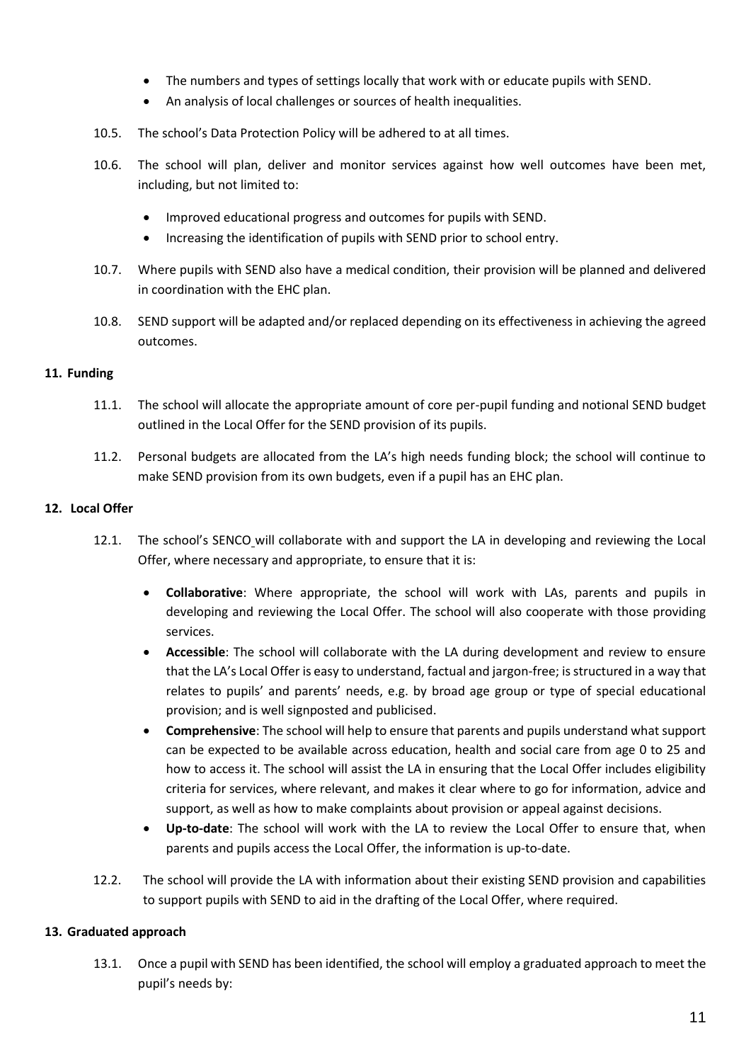- The numbers and types of settings locally that work with or educate pupils with SEND.
- An analysis of local challenges or sources of health inequalities.

10.5. The school's Data Protection Policy will be adhered to at all times.

10.6. The school will plan, deliver and monitor services against how well outcomes have been met, including, but not limited to:

- Improved educational progress and outcomes for pupils with SEND.
- Increasing the identification of pupils with SEND prior to school entry.

10.7. Where pupils with SEND also have a medical condition, their provision will be planned and delivered in coordination with the EHC plan.

10.8. SEND support will be adapted and/or replaced depending on its effectiveness in achieving the agreed outcomes.

**11. Funding**

11.1. The school will allocate the appropriate amount of core per-pupil funding and notional SEND budget outlined in the Local Offer for the SEND provision of its pupils.

11.2. Personal budgets are allocated from the LA's high needs funding block; the school will continue to make SEND provision from its own budgets, even if a pupil has an EHC plan.

**12. Local Offer**

12.1. The school's SENCO will collaborate with and support the LA in developing and reviewing the Local Offer, where necessary and appropriate, to ensure that it is:

- **Collaborative**: Where appropriate, the school will work with LAs, parents and pupils in developing and reviewing the Local Offer. The school will also cooperate with those providing services.
- **Accessible**: The school will collaborate with the LA during development and review to ensure that the LA's Local Offer is easy to understand, factual and jargon-free; is structured in a way that relates to pupils' and parents' needs, e.g. by broad age group or type of special educational provision; and is well signposted and publicised.
- **Comprehensive**: The school will help to ensure that parents and pupils understand what support can be expected to be available across education, health and social care from age 0 to 25 and how to access it. The school will assist the LA in ensuring that the Local Offer includes eligibility criteria for services, where relevant, and makes it clear where to go for information, advice and support, as well as how to make complaints about provision or appeal against decisions.
- **Up-to-date**: The school will work with the LA to review the Local Offer to ensure that, when parents and pupils access the Local Offer, the information is up-to-date.

12.2. The school will provide the LA with information about their existing SEND provision and capabilities to support pupils with SEND to aid in the drafting of the Local Offer, where required.

**13. Graduated approach**

13.1. Once a pupil with SEND has been identified, the school will employ a graduated approach to meet the pupil's needs by: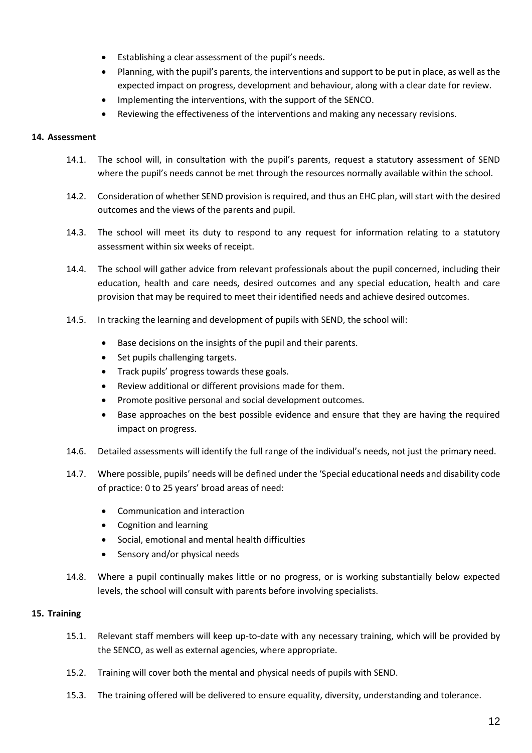- Establishing a clear assessment of the pupil's needs.
- Planning, with the pupil's parents, the interventions and support to be put in place, as well as the expected impact on progress, development and behaviour, along with a clear date for review.
- Implementing the interventions, with the support of the SENCO.
- Reviewing the effectiveness of the interventions and making any necessary revisions.

## 14. Assessment

14.1. The school will, in consultation with the pupil's parents, request a statutory assessment of SEND where the pupil's needs cannot be met through the resources normally available within the school.

14.2. Consideration of whether SEND provision is required, and thus an EHC plan, will start with the desired outcomes and the views of the parents and pupil.

14.3. The school will meet its duty to respond to any request for information relating to a statutory assessment within six weeks of receipt.

14.4. The school will gather advice from relevant professionals about the pupil concerned, including their education, health and care needs, desired outcomes and any special education, health and care provision that may be required to meet their identified needs and achieve desired outcomes.

14.5. In tracking the learning and development of pupils with SEND, the school will:

- Base decisions on the insights of the pupil and their parents.
- Set pupils challenging targets.
- Track pupils' progress towards these goals.
- Review additional or different provisions made for them.
- Promote positive personal and social development outcomes.
- Base approaches on the best possible evidence and ensure that they are having the required impact on progress.

14.6. Detailed assessments will identify the full range of the individual's needs, not just the primary need.

14.7. Where possible, pupils' needs will be defined under the 'Special educational needs and disability code of practice: 0 to 25 years' broad areas of need:

- Communication and interaction
- Cognition and learning
- Social, emotional and mental health difficulties
- Sensory and/or physical needs

14.8. Where a pupil continually makes little or no progress, or is working substantially below expected levels, the school will consult with parents before involving specialists.

## 15. Training

15.1. Relevant staff members will keep up-to-date with any necessary training, which will be provided by the SENCO, as well as external agencies, where appropriate.

15.2. Training will cover both the mental and physical needs of pupils with SEND.

15.3. The training offered will be delivered to ensure equality, diversity, understanding and tolerance.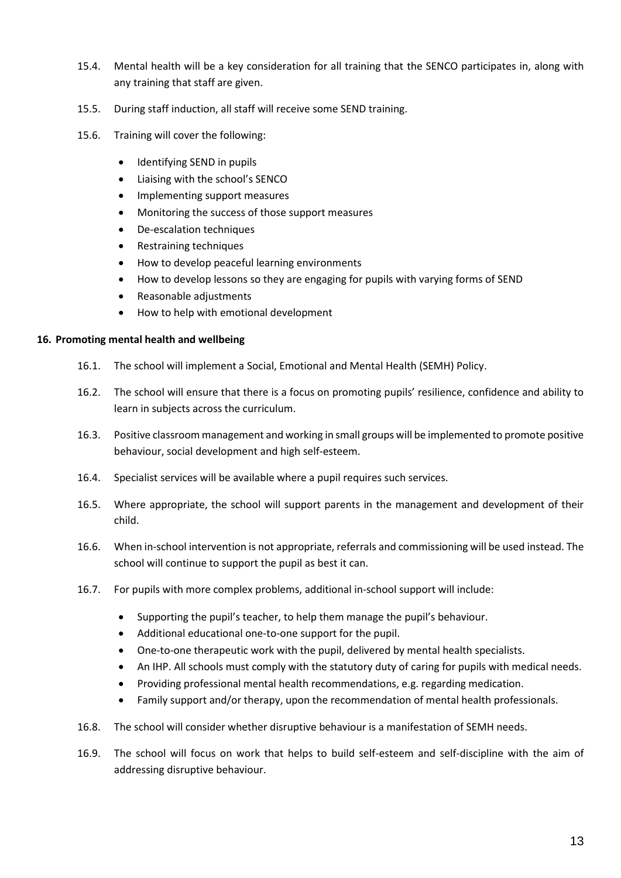15.4. Mental health will be a key consideration for all training that the SENCO participates in, along with any training that staff are given.

15.5. During staff induction, all staff will receive some SEND training.

15.6. Training will cover the following:

- Identifying SEND in pupils
- Liaising with the school's SENCO
- Implementing support measures
- Monitoring the success of those support measures
- De-escalation techniques
- Restraining techniques
- How to develop peaceful learning environments
- How to develop lessons so they are engaging for pupils with varying forms of SEND
- Reasonable adjustments
- How to help with emotional development

## 16. Promoting mental health and wellbeing

16.1. The school will implement a Social, Emotional and Mental Health (SEMH) Policy.

16.2. The school will ensure that there is a focus on promoting pupils' resilience, confidence and ability to learn in subjects across the curriculum.

16.3. Positive classroom management and working in small groups will be implemented to promote positive behaviour, social development and high self-esteem.

16.4. Specialist services will be available where a pupil requires such services.

16.5. Where appropriate, the school will support parents in the management and development of their child.

16.6. When in-school intervention is not appropriate, referrals and commissioning will be used instead. The school will continue to support the pupil as best it can.

16.7. For pupils with more complex problems, additional in-school support will include:

- Supporting the pupil's teacher, to help them manage the pupil's behaviour.
- Additional educational one-to-one support for the pupil.
- One-to-one therapeutic work with the pupil, delivered by mental health specialists.
- An IHP. All schools must comply with the statutory duty of caring for pupils with medical needs.
- Providing professional mental health recommendations, e.g. regarding medication.
- Family support and/or therapy, upon the recommendation of mental health professionals.

16.8. The school will consider whether disruptive behaviour is a manifestation of SEMH needs.

16.9. The school will focus on work that helps to build self-esteem and self-discipline with the aim of addressing disruptive behaviour.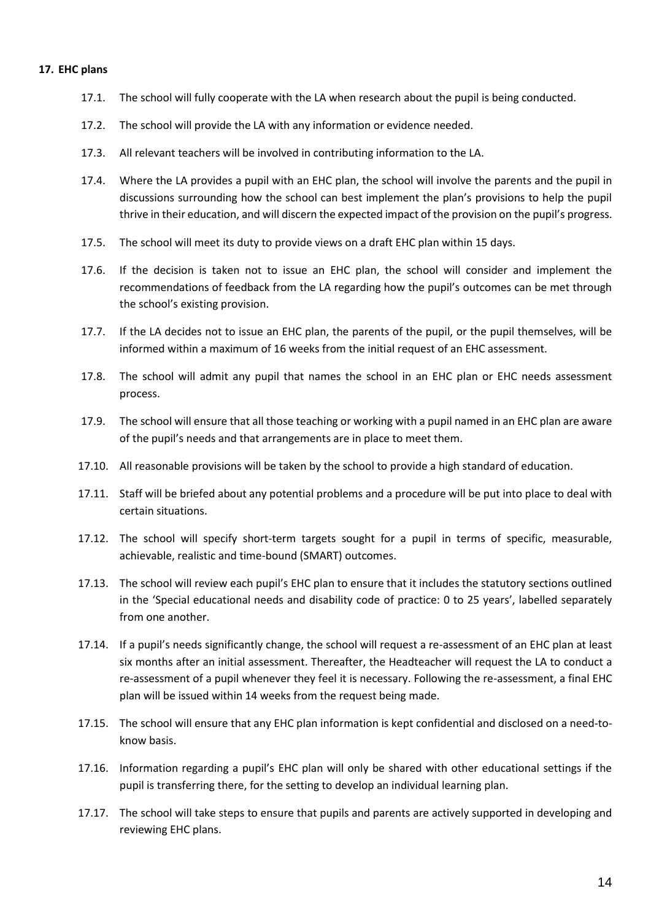## 17. EHC plans

17.1. The school will fully cooperate with the LA when research about the pupil is being conducted.

17.2. The school will provide the LA with any information or evidence needed.

17.3. All relevant teachers will be involved in contributing information to the LA.

17.4. Where the LA provides a pupil with an EHC plan, the school will involve the parents and the pupil in discussions surrounding how the school can best implement the plan's provisions to help the pupil thrive in their education, and will discern the expected impact of the provision on the pupil's progress.

17.5. The school will meet its duty to provide views on a draft EHC plan within 15 days.

17.6. If the decision is taken not to issue an EHC plan, the school will consider and implement the recommendations of feedback from the LA regarding how the pupil's outcomes can be met through the school's existing provision.

17.7. If the LA decides not to issue an EHC plan, the parents of the pupil, or the pupil themselves, will be informed within a maximum of 16 weeks from the initial request of an EHC assessment.

17.8. The school will admit any pupil that names the school in an EHC plan or EHC needs assessment process.

17.9. The school will ensure that all those teaching or working with a pupil named in an EHC plan are aware of the pupil's needs and that arrangements are in place to meet them.

17.10. All reasonable provisions will be taken by the school to provide a high standard of education.

17.11. Staff will be briefed about any potential problems and a procedure will be put into place to deal with certain situations.

17.12. The school will specify short-term targets sought for a pupil in terms of specific, measurable, achievable, realistic and time-bound (SMART) outcomes.

17.13. The school will review each pupil's EHC plan to ensure that it includes the statutory sections outlined in the 'Special educational needs and disability code of practice: 0 to 25 years', labelled separately from one another.

17.14. If a pupil's needs significantly change, the school will request a re-assessment of an EHC plan at least six months after an initial assessment. Thereafter, the Headteacher will request the LA to conduct a re-assessment of a pupil whenever they feel it is necessary. Following the re-assessment, a final EHC plan will be issued within 14 weeks from the request being made.

17.15. The school will ensure that any EHC plan information is kept confidential and disclosed on a need-to-know basis.

17.16. Information regarding a pupil's EHC plan will only be shared with other educational settings if the pupil is transferring there, for the setting to develop an individual learning plan.

17.17. The school will take steps to ensure that pupils and parents are actively supported in developing and reviewing EHC plans.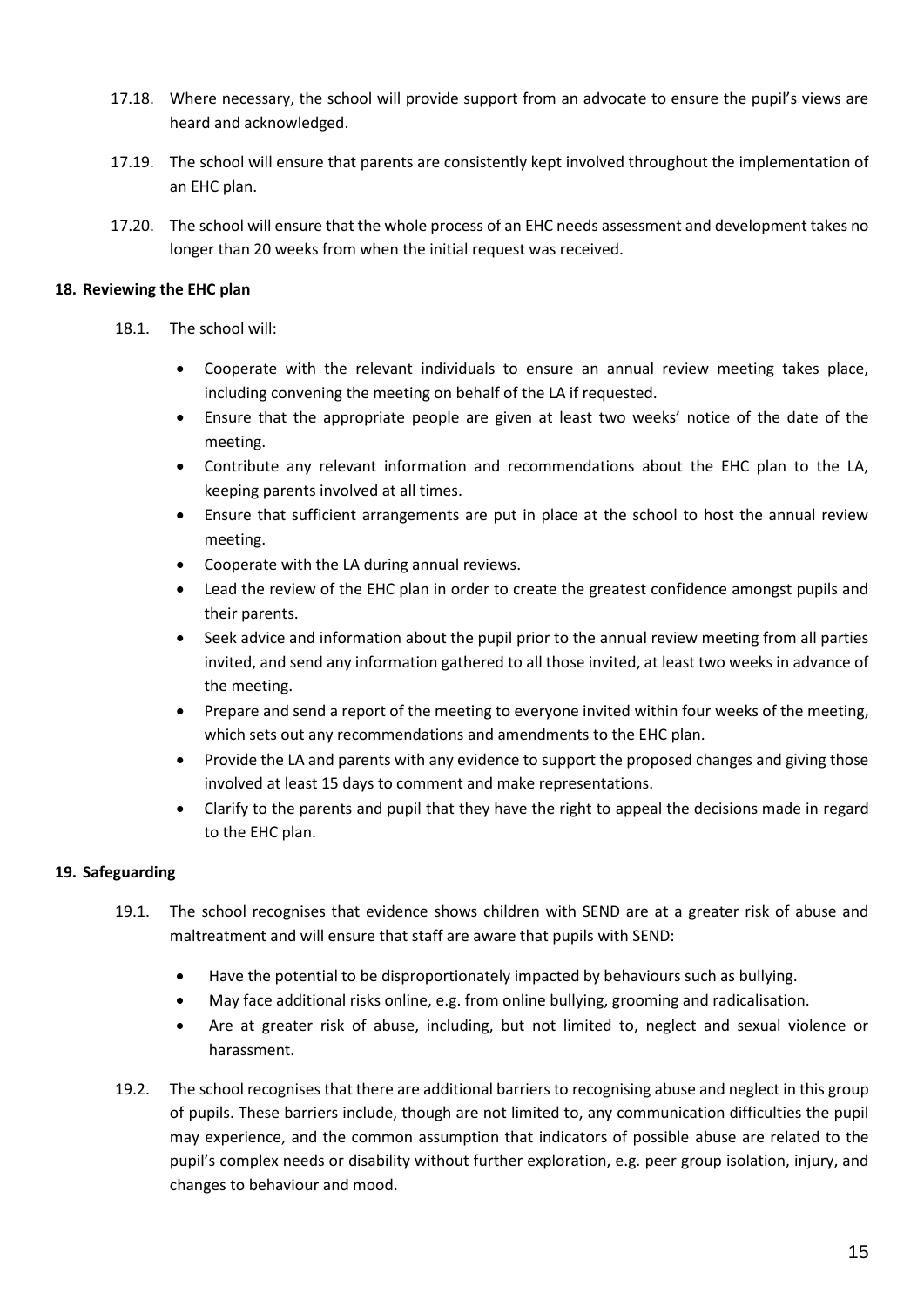17.18. Where necessary, the school will provide support from an advocate to ensure the pupil's views are heard and acknowledged.

17.19. The school will ensure that parents are consistently kept involved throughout the implementation of an EHC plan.

17.20. The school will ensure that the whole process of an EHC needs assessment and development takes no longer than 20 weeks from when the initial request was received.

**18. Reviewing the EHC plan**

18.1. The school will:

- Cooperate with the relevant individuals to ensure an annual review meeting takes place, including convening the meeting on behalf of the LA if requested.
- Ensure that the appropriate people are given at least two weeks' notice of the date of the meeting.
- Contribute any relevant information and recommendations about the EHC plan to the LA, keeping parents involved at all times.
- Ensure that sufficient arrangements are put in place at the school to host the annual review meeting.
- Cooperate with the LA during annual reviews.
- Lead the review of the EHC plan in order to create the greatest confidence amongst pupils and their parents.
- Seek advice and information about the pupil prior to the annual review meeting from all parties invited, and send any information gathered to all those invited, at least two weeks in advance of the meeting.
- Prepare and send a report of the meeting to everyone invited within four weeks of the meeting, which sets out any recommendations and amendments to the EHC plan.
- Provide the LA and parents with any evidence to support the proposed changes and giving those involved at least 15 days to comment and make representations.
- Clarify to the parents and pupil that they have the right to appeal the decisions made in regard to the EHC plan.

**19. Safeguarding**

19.1. The school recognises that evidence shows children with SEND are at a greater risk of abuse and maltreatment and will ensure that staff are aware that pupils with SEND:

- Have the potential to be disproportionately impacted by behaviours such as bullying.
- May face additional risks online, e.g. from online bullying, grooming and radicalisation.
- Are at greater risk of abuse, including, but not limited to, neglect and sexual violence or harassment.

19.2. The school recognises that there are additional barriers to recognising abuse and neglect in this group of pupils. These barriers include, though are not limited to, any communication difficulties the pupil may experience, and the common assumption that indicators of possible abuse are related to the pupil's complex needs or disability without further exploration, e.g. peer group isolation, injury, and changes to behaviour and mood.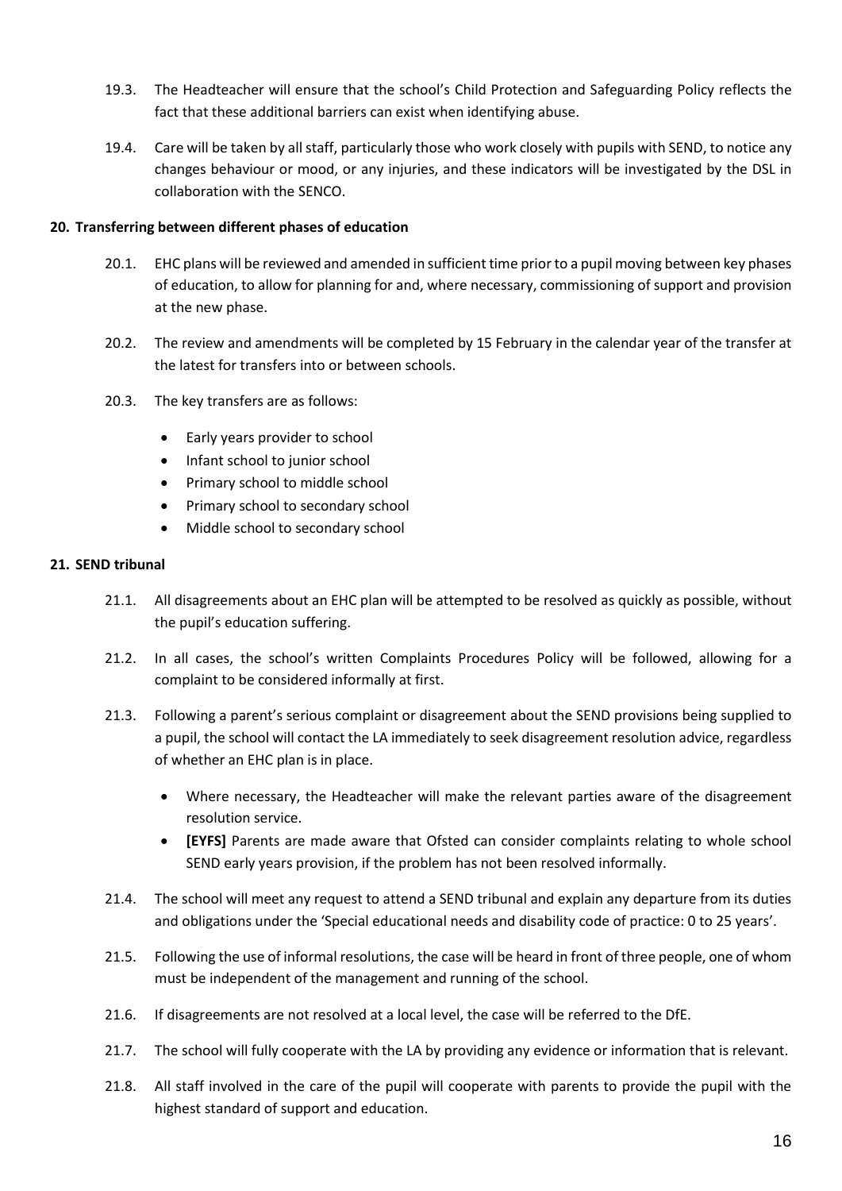19.3. The Headteacher will ensure that the school's Child Protection and Safeguarding Policy reflects the fact that these additional barriers can exist when identifying abuse.

19.4. Care will be taken by all staff, particularly those who work closely with pupils with SEND, to notice any changes behaviour or mood, or any injuries, and these indicators will be investigated by the DSL in collaboration with the SENCO.

**20. Transferring between different phases of education**

20.1. EHC plans will be reviewed and amended in sufficient time prior to a pupil moving between key phases of education, to allow for planning for and, where necessary, commissioning of support and provision at the new phase.

20.2. The review and amendments will be completed by 15 February in the calendar year of the transfer at the latest for transfers into or between schools.

20.3. The key transfers are as follows:

- Early years provider to school
- Infant school to junior school
- Primary school to middle school
- Primary school to secondary school
- Middle school to secondary school

**21. SEND tribunal**

21.1. All disagreements about an EHC plan will be attempted to be resolved as quickly as possible, without the pupil's education suffering.

21.2. In all cases, the school's written Complaints Procedures Policy will be followed, allowing for a complaint to be considered informally at first.

21.3. Following a parent's serious complaint or disagreement about the SEND provisions being supplied to a pupil, the school will contact the LA immediately to seek disagreement resolution advice, regardless of whether an EHC plan is in place.

- Where necessary, the Headteacher will make the relevant parties aware of the disagreement resolution service.
- **[EYFS]** Parents are made aware that Ofsted can consider complaints relating to whole school SEND early years provision, if the problem has not been resolved informally.

21.4. The school will meet any request to attend a SEND tribunal and explain any departure from its duties and obligations under the 'Special educational needs and disability code of practice: 0 to 25 years'.

21.5. Following the use of informal resolutions, the case will be heard in front of three people, one of whom must be independent of the management and running of the school.

21.6. If disagreements are not resolved at a local level, the case will be referred to the DfE.

21.7. The school will fully cooperate with the LA by providing any evidence or information that is relevant.

21.8. All staff involved in the care of the pupil will cooperate with parents to provide the pupil with the highest standard of support and education.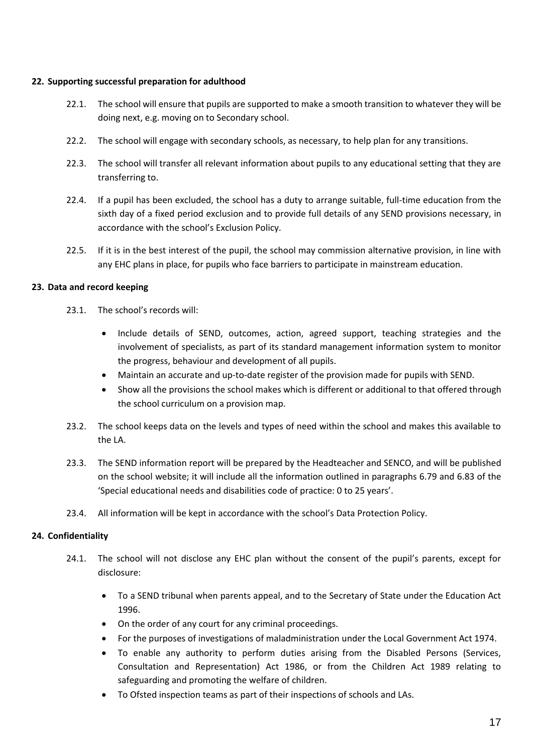**22. Supporting successful preparation for adulthood**

22.1. The school will ensure that pupils are supported to make a smooth transition to whatever they will be doing next, e.g. moving on to Secondary school.

22.2. The school will engage with secondary schools, as necessary, to help plan for any transitions.

22.3. The school will transfer all relevant information about pupils to any educational setting that they are transferring to.

22.4. If a pupil has been excluded, the school has a duty to arrange suitable, full-time education from the sixth day of a fixed period exclusion and to provide full details of any SEND provisions necessary, in accordance with the school's Exclusion Policy.

22.5. If it is in the best interest of the pupil, the school may commission alternative provision, in line with any EHC plans in place, for pupils who face barriers to participate in mainstream education.

**23. Data and record keeping**

23.1. The school's records will:

- Include details of SEND, outcomes, action, agreed support, teaching strategies and the involvement of specialists, as part of its standard management information system to monitor the progress, behaviour and development of all pupils.
- Maintain an accurate and up-to-date register of the provision made for pupils with SEND.
- Show all the provisions the school makes which is different or additional to that offered through the school curriculum on a provision map.

23.2. The school keeps data on the levels and types of need within the school and makes this available to the LA.

23.3. The SEND information report will be prepared by the Headteacher and SENCO, and will be published on the school website; it will include all the information outlined in paragraphs 6.79 and 6.83 of the 'Special educational needs and disabilities code of practice: 0 to 25 years'.

23.4. All information will be kept in accordance with the school's Data Protection Policy.

**24. Confidentiality**

24.1. The school will not disclose any EHC plan without the consent of the pupil's parents, except for disclosure:

- To a SEND tribunal when parents appeal, and to the Secretary of State under the Education Act 1996.
- On the order of any court for any criminal proceedings.
- For the purposes of investigations of maladministration under the Local Government Act 1974.
- To enable any authority to perform duties arising from the Disabled Persons (Services, Consultation and Representation) Act 1986, or from the Children Act 1989 relating to safeguarding and promoting the welfare of children.
- To Ofsted inspection teams as part of their inspections of schools and LAs.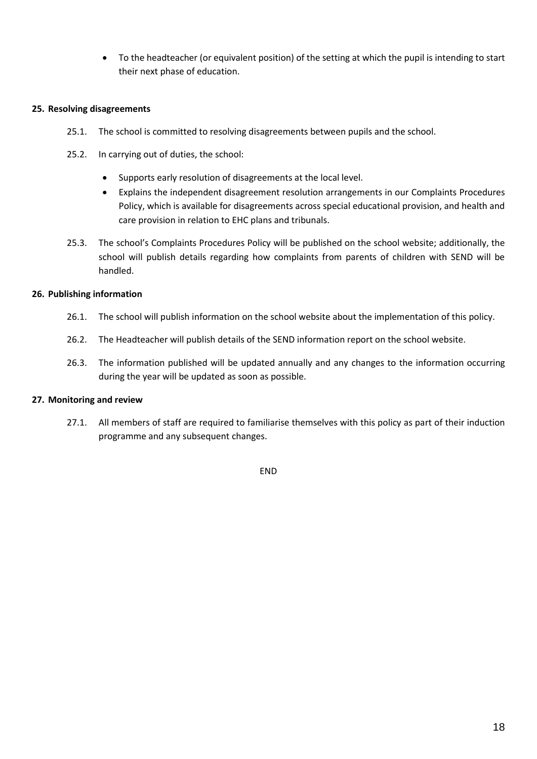- To the headteacher (or equivalent position) of the setting at which the pupil is intending to start their next phase of education.

**25. Resolving disagreements**

25.1. The school is committed to resolving disagreements between pupils and the school.

25.2. In carrying out of duties, the school:

- Supports early resolution of disagreements at the local level.
- Explains the independent disagreement resolution arrangements in our Complaints Procedures Policy, which is available for disagreements across special educational provision, and health and care provision in relation to EHC plans and tribunals.

25.3. The school's Complaints Procedures Policy will be published on the school website; additionally, the school will publish details regarding how complaints from parents of children with SEND will be handled.

**26. Publishing information**

26.1. The school will publish information on the school website about the implementation of this policy.

26.2. The Headteacher will publish details of the SEND information report on the school website.

26.3. The information published will be updated annually and any changes to the information occurring during the year will be updated as soon as possible.

**27. Monitoring and review**

27.1. All members of staff are required to familiarise themselves with this policy as part of their induction programme and any subsequent changes.

END